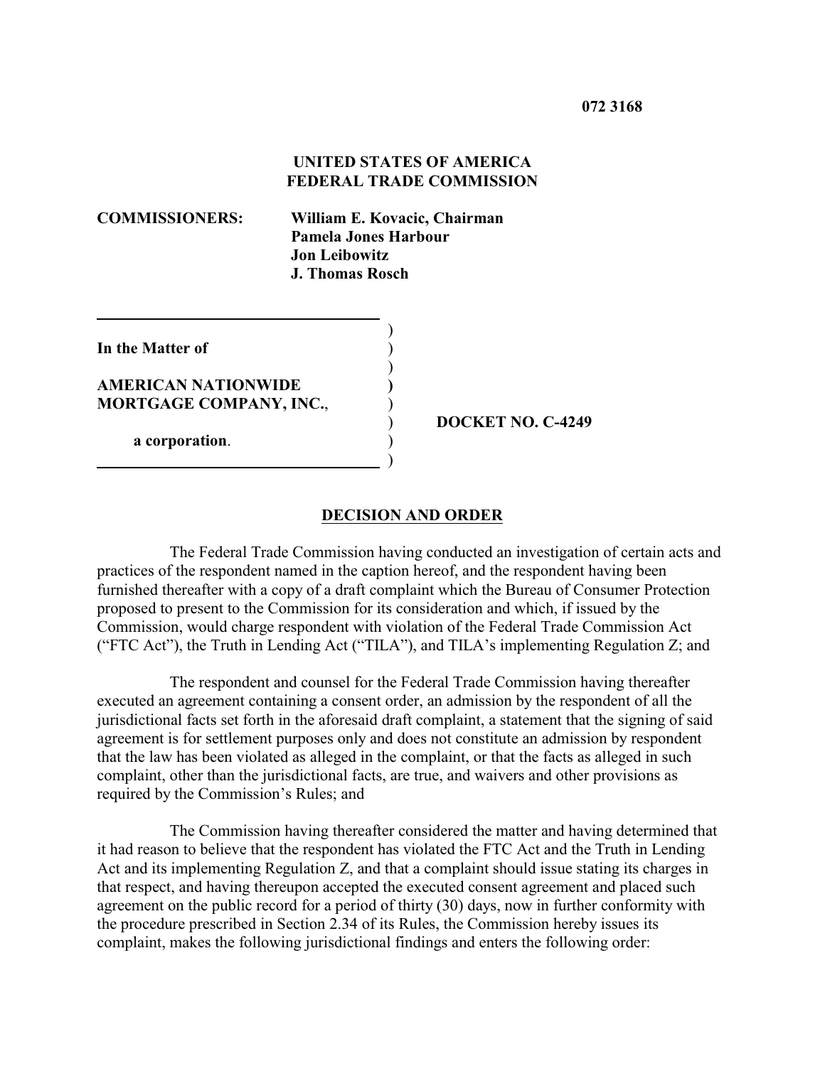**072 3168**

**UNITED STATES OF AMERICA**
**FEDERAL TRADE COMMISSION**

**COMMISSIONERS:** **William E. Kovacic, Chairman**
**Pamela Jones Harbour**
**Jon Leibowitz**
**J. Thomas Rosch**

**In the Matter of**

**AMERICAN NATIONWIDE MORTGAGE COMPANY, INC.**,

**a corporation**.

**DOCKET NO. C-4249**

## DECISION AND ORDER

The Federal Trade Commission having conducted an investigation of certain acts and practices of the respondent named in the caption hereof, and the respondent having been furnished thereafter with a copy of a draft complaint which the Bureau of Consumer Protection proposed to present to the Commission for its consideration and which, if issued by the Commission, would charge respondent with violation of the Federal Trade Commission Act ("FTC Act"), the Truth in Lending Act ("TILA"), and TILA's implementing Regulation Z; and

The respondent and counsel for the Federal Trade Commission having thereafter executed an agreement containing a consent order, an admission by the respondent of all the jurisdictional facts set forth in the aforesaid draft complaint, a statement that the signing of said agreement is for settlement purposes only and does not constitute an admission by respondent that the law has been violated as alleged in the complaint, or that the facts as alleged in such complaint, other than the jurisdictional facts, are true, and waivers and other provisions as required by the Commission's Rules; and

The Commission having thereafter considered the matter and having determined that it had reason to believe that the respondent has violated the FTC Act and the Truth in Lending Act and its implementing Regulation Z, and that a complaint should issue stating its charges in that respect, and having thereupon accepted the executed consent agreement and placed such agreement on the public record for a period of thirty (30) days, now in further conformity with the procedure prescribed in Section 2.34 of its Rules, the Commission hereby issues its complaint, makes the following jurisdictional findings and enters the following order: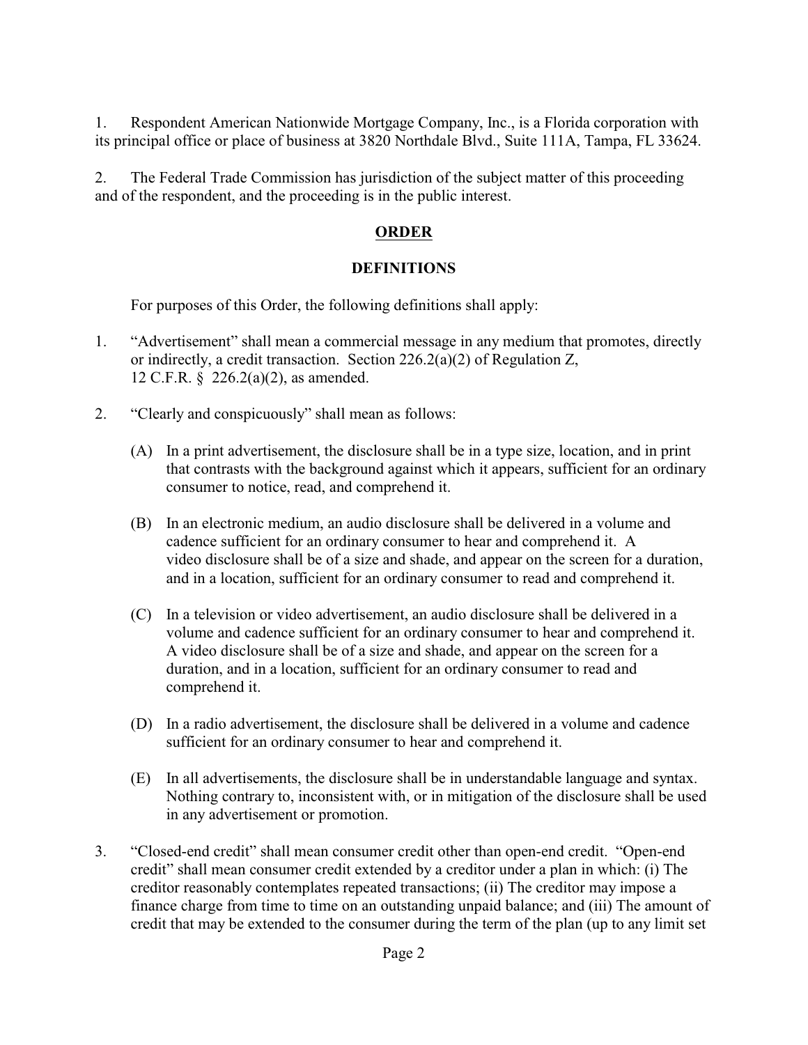1. Respondent American Nationwide Mortgage Company, Inc., is a Florida corporation with its principal office or place of business at 3820 Northdale Blvd., Suite 111A, Tampa, FL 33624.

2. The Federal Trade Commission has jurisdiction of the subject matter of this proceeding and of the respondent, and the proceeding is in the public interest.

## ORDER

### DEFINITIONS

For purposes of this Order, the following definitions shall apply:

1. "Advertisement" shall mean a commercial message in any medium that promotes, directly or indirectly, a credit transaction. Section 226.2(a)(2) of Regulation Z, 12 C.F.R. § 226.2(a)(2), as amended.

2. "Clearly and conspicuously" shall mean as follows:

   (A) In a print advertisement, the disclosure shall be in a type size, location, and in print that contrasts with the background against which it appears, sufficient for an ordinary consumer to notice, read, and comprehend it.

   (B) In an electronic medium, an audio disclosure shall be delivered in a volume and cadence sufficient for an ordinary consumer to hear and comprehend it. A video disclosure shall be of a size and shade, and appear on the screen for a duration, and in a location, sufficient for an ordinary consumer to read and comprehend it.

   (C) In a television or video advertisement, an audio disclosure shall be delivered in a volume and cadence sufficient for an ordinary consumer to hear and comprehend it. A video disclosure shall be of a size and shade, and appear on the screen for a duration, and in a location, sufficient for an ordinary consumer to read and comprehend it.

   (D) In a radio advertisement, the disclosure shall be delivered in a volume and cadence sufficient for an ordinary consumer to hear and comprehend it.

   (E) In all advertisements, the disclosure shall be in understandable language and syntax. Nothing contrary to, inconsistent with, or in mitigation of the disclosure shall be used in any advertisement or promotion.

3. "Closed-end credit" shall mean consumer credit other than open-end credit. "Open-end credit" shall mean consumer credit extended by a creditor under a plan in which: (i) The creditor reasonably contemplates repeated transactions; (ii) The creditor may impose a finance charge from time to time on an outstanding unpaid balance; and (iii) The amount of credit that may be extended to the consumer during the term of the plan (up to any limit set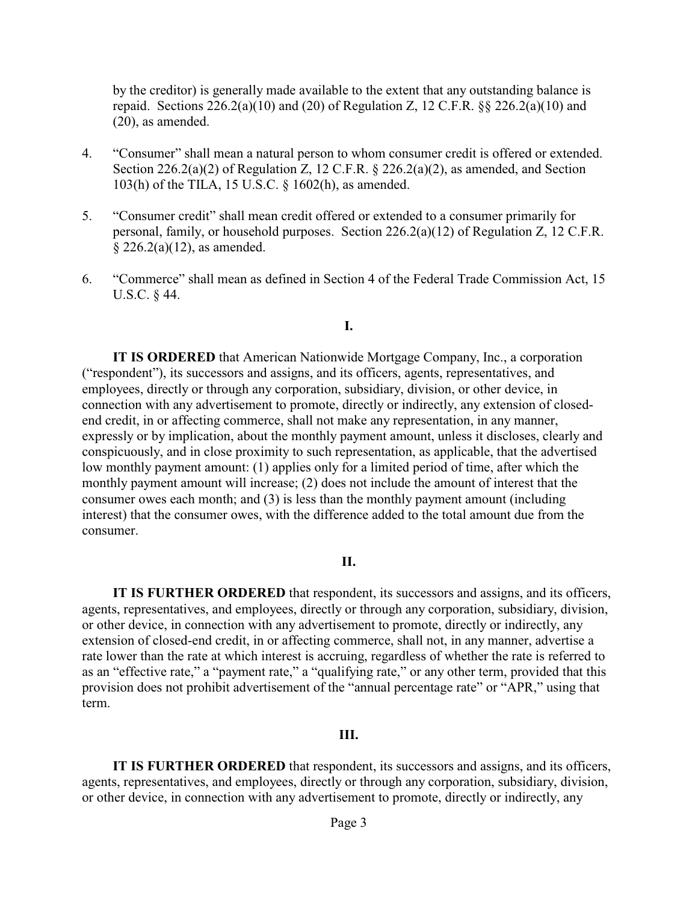by the creditor) is generally made available to the extent that any outstanding balance is repaid. Sections 226.2(a)(10) and (20) of Regulation Z, 12 C.F.R. §§ 226.2(a)(10) and (20), as amended.

4. "Consumer" shall mean a natural person to whom consumer credit is offered or extended. Section 226.2(a)(2) of Regulation Z, 12 C.F.R. § 226.2(a)(2), as amended, and Section 103(h) of the TILA, 15 U.S.C. § 1602(h), as amended.

5. "Consumer credit" shall mean credit offered or extended to a consumer primarily for personal, family, or household purposes. Section 226.2(a)(12) of Regulation Z, 12 C.F.R. § 226.2(a)(12), as amended.

6. "Commerce" shall mean as defined in Section 4 of the Federal Trade Commission Act, 15 U.S.C. § 44.

## I.

**IT IS ORDERED** that American Nationwide Mortgage Company, Inc., a corporation ("respondent"), its successors and assigns, and its officers, agents, representatives, and employees, directly or through any corporation, subsidiary, division, or other device, in connection with any advertisement to promote, directly or indirectly, any extension of closed-end credit, in or affecting commerce, shall not make any representation, in any manner, expressly or by implication, about the monthly payment amount, unless it discloses, clearly and conspicuously, and in close proximity to such representation, as applicable, that the advertised low monthly payment amount: (1) applies only for a limited period of time, after which the monthly payment amount will increase; (2) does not include the amount of interest that the consumer owes each month; and (3) is less than the monthly payment amount (including interest) that the consumer owes, with the difference added to the total amount due from the consumer.

## II.

**IT IS FURTHER ORDERED** that respondent, its successors and assigns, and its officers, agents, representatives, and employees, directly or through any corporation, subsidiary, division, or other device, in connection with any advertisement to promote, directly or indirectly, any extension of closed-end credit, in or affecting commerce, shall not, in any manner, advertise a rate lower than the rate at which interest is accruing, regardless of whether the rate is referred to as an "effective rate," a "payment rate," a "qualifying rate," or any other term, provided that this provision does not prohibit advertisement of the "annual percentage rate" or "APR," using that term.

## III.

**IT IS FURTHER ORDERED** that respondent, its successors and assigns, and its officers, agents, representatives, and employees, directly or through any corporation, subsidiary, division, or other device, in connection with any advertisement to promote, directly or indirectly, any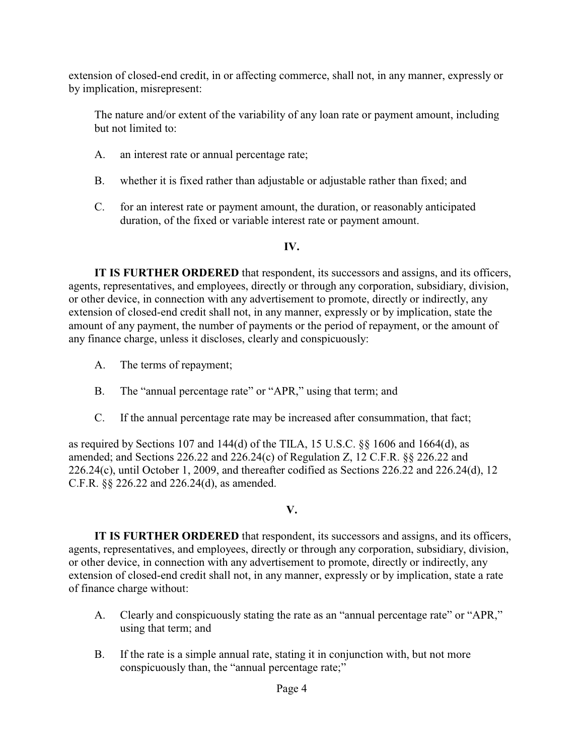extension of closed-end credit, in or affecting commerce, shall not, in any manner, expressly or by implication, misrepresent:

The nature and/or extent of the variability of any loan rate or payment amount, including but not limited to:

A. an interest rate or annual percentage rate;

B. whether it is fixed rather than adjustable or adjustable rather than fixed; and

C. for an interest rate or payment amount, the duration, or reasonably anticipated duration, of the fixed or variable interest rate or payment amount.

## IV.

**IT IS FURTHER ORDERED** that respondent, its successors and assigns, and its officers, agents, representatives, and employees, directly or through any corporation, subsidiary, division, or other device, in connection with any advertisement to promote, directly or indirectly, any extension of closed-end credit shall not, in any manner, expressly or by implication, state the amount of any payment, the number of payments or the period of repayment, or the amount of any finance charge, unless it discloses, clearly and conspicuously:

A. The terms of repayment;

B. The "annual percentage rate" or "APR," using that term; and

C. If the annual percentage rate may be increased after consummation, that fact;

as required by Sections 107 and 144(d) of the TILA, 15 U.S.C. §§ 1606 and 1664(d), as amended; and Sections 226.22 and 226.24(c) of Regulation Z, 12 C.F.R. §§ 226.22 and 226.24(c), until October 1, 2009, and thereafter codified as Sections 226.22 and 226.24(d), 12 C.F.R. §§ 226.22 and 226.24(d), as amended.

## V.

**IT IS FURTHER ORDERED** that respondent, its successors and assigns, and its officers, agents, representatives, and employees, directly or through any corporation, subsidiary, division, or other device, in connection with any advertisement to promote, directly or indirectly, any extension of closed-end credit shall not, in any manner, expressly or by implication, state a rate of finance charge without:

A. Clearly and conspicuously stating the rate as an "annual percentage rate" or "APR," using that term; and

B. If the rate is a simple annual rate, stating it in conjunction with, but not more conspicuously than, the "annual percentage rate;"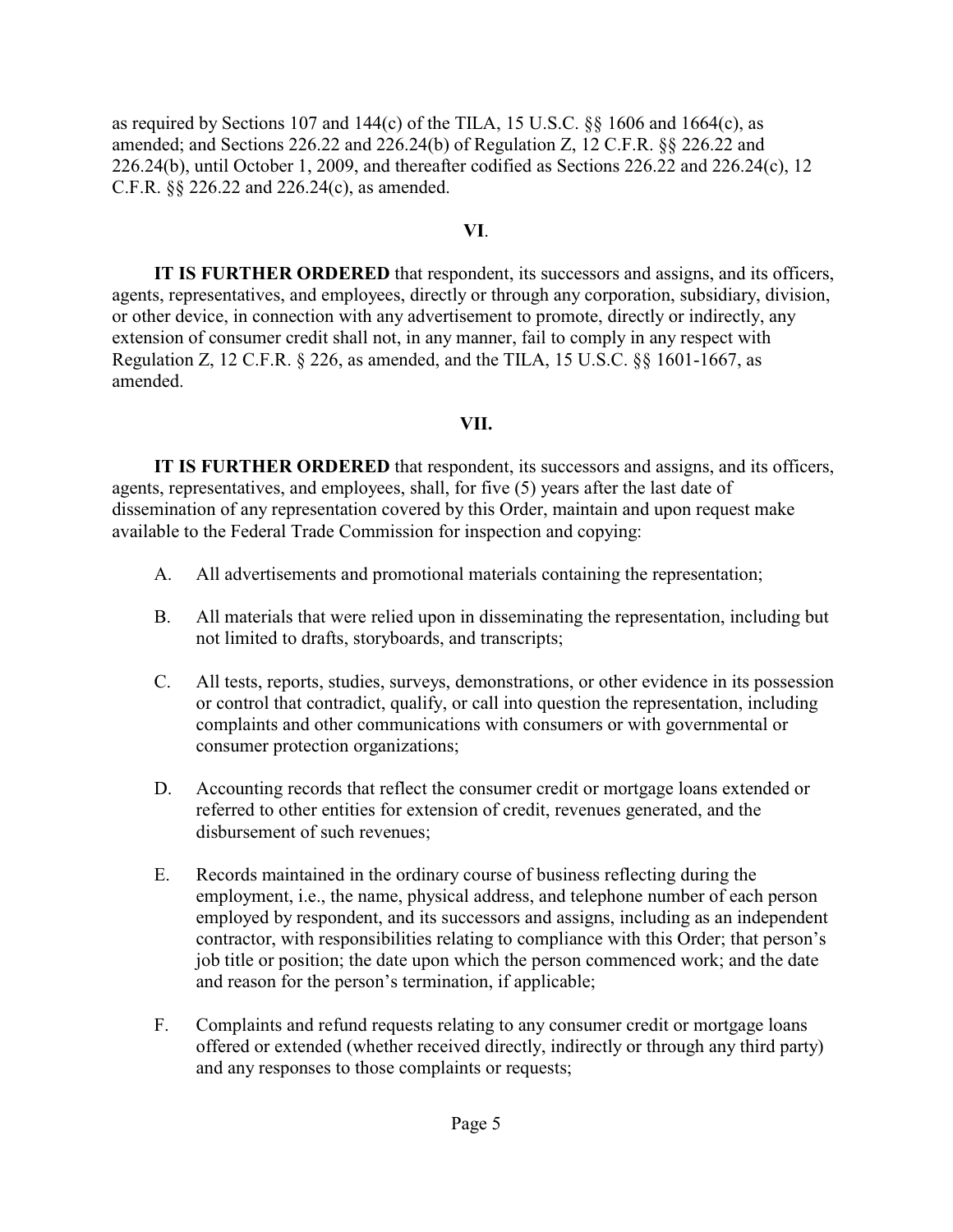as required by Sections 107 and 144(c) of the TILA, 15 U.S.C. §§ 1606 and 1664(c), as amended; and Sections 226.22 and 226.24(b) of Regulation Z, 12 C.F.R. §§ 226.22 and 226.24(b), until October 1, 2009, and thereafter codified as Sections 226.22 and 226.24(c), 12 C.F.R. §§ 226.22 and 226.24(c), as amended.

**VI**.

**IT IS FURTHER ORDERED** that respondent, its successors and assigns, and its officers, agents, representatives, and employees, directly or through any corporation, subsidiary, division, or other device, in connection with any advertisement to promote, directly or indirectly, any extension of consumer credit shall not, in any manner, fail to comply in any respect with Regulation Z, 12 C.F.R. § 226, as amended, and the TILA, 15 U.S.C. §§ 1601-1667, as amended.

**VII.**

**IT IS FURTHER ORDERED** that respondent, its successors and assigns, and its officers, agents, representatives, and employees, shall, for five (5) years after the last date of dissemination of any representation covered by this Order, maintain and upon request make available to the Federal Trade Commission for inspection and copying:

A. All advertisements and promotional materials containing the representation;

B. All materials that were relied upon in disseminating the representation, including but not limited to drafts, storyboards, and transcripts;

C. All tests, reports, studies, surveys, demonstrations, or other evidence in its possession or control that contradict, qualify, or call into question the representation, including complaints and other communications with consumers or with governmental or consumer protection organizations;

D. Accounting records that reflect the consumer credit or mortgage loans extended or referred to other entities for extension of credit, revenues generated, and the disbursement of such revenues;

E. Records maintained in the ordinary course of business reflecting during the employment, i.e., the name, physical address, and telephone number of each person employed by respondent, and its successors and assigns, including as an independent contractor, with responsibilities relating to compliance with this Order; that person's job title or position; the date upon which the person commenced work; and the date and reason for the person's termination, if applicable;

F. Complaints and refund requests relating to any consumer credit or mortgage loans offered or extended (whether received directly, indirectly or through any third party) and any responses to those complaints or requests;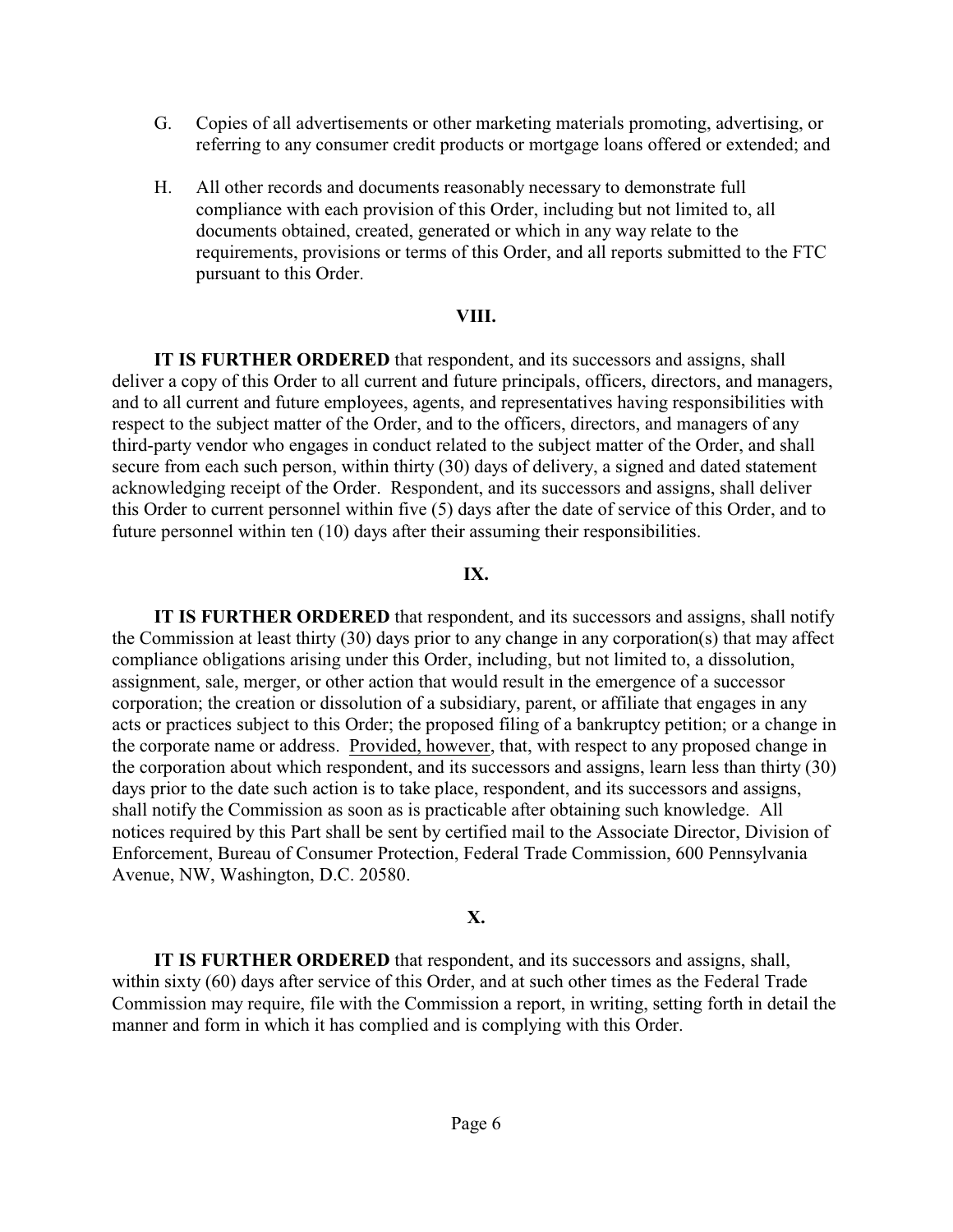G. Copies of all advertisements or other marketing materials promoting, advertising, or referring to any consumer credit products or mortgage loans offered or extended; and

H. All other records and documents reasonably necessary to demonstrate full compliance with each provision of this Order, including but not limited to, all documents obtained, created, generated or which in any way relate to the requirements, provisions or terms of this Order, and all reports submitted to the FTC pursuant to this Order.

**VIII.**

**IT IS FURTHER ORDERED** that respondent, and its successors and assigns, shall deliver a copy of this Order to all current and future principals, officers, directors, and managers, and to all current and future employees, agents, and representatives having responsibilities with respect to the subject matter of the Order, and to the officers, directors, and managers of any third-party vendor who engages in conduct related to the subject matter of the Order, and shall secure from each such person, within thirty (30) days of delivery, a signed and dated statement acknowledging receipt of the Order. Respondent, and its successors and assigns, shall deliver this Order to current personnel within five (5) days after the date of service of this Order, and to future personnel within ten (10) days after their assuming their responsibilities.

**IX.**

**IT IS FURTHER ORDERED** that respondent, and its successors and assigns, shall notify the Commission at least thirty (30) days prior to any change in any corporation(s) that may affect compliance obligations arising under this Order, including, but not limited to, a dissolution, assignment, sale, merger, or other action that would result in the emergence of a successor corporation; the creation or dissolution of a subsidiary, parent, or affiliate that engages in any acts or practices subject to this Order; the proposed filing of a bankruptcy petition; or a change in the corporate name or address. Provided, however, that, with respect to any proposed change in the corporation about which respondent, and its successors and assigns, learn less than thirty (30) days prior to the date such action is to take place, respondent, and its successors and assigns, shall notify the Commission as soon as is practicable after obtaining such knowledge. All notices required by this Part shall be sent by certified mail to the Associate Director, Division of Enforcement, Bureau of Consumer Protection, Federal Trade Commission, 600 Pennsylvania Avenue, NW, Washington, D.C. 20580.

**X.**

**IT IS FURTHER ORDERED** that respondent, and its successors and assigns, shall, within sixty (60) days after service of this Order, and at such other times as the Federal Trade Commission may require, file with the Commission a report, in writing, setting forth in detail the manner and form in which it has complied and is complying with this Order.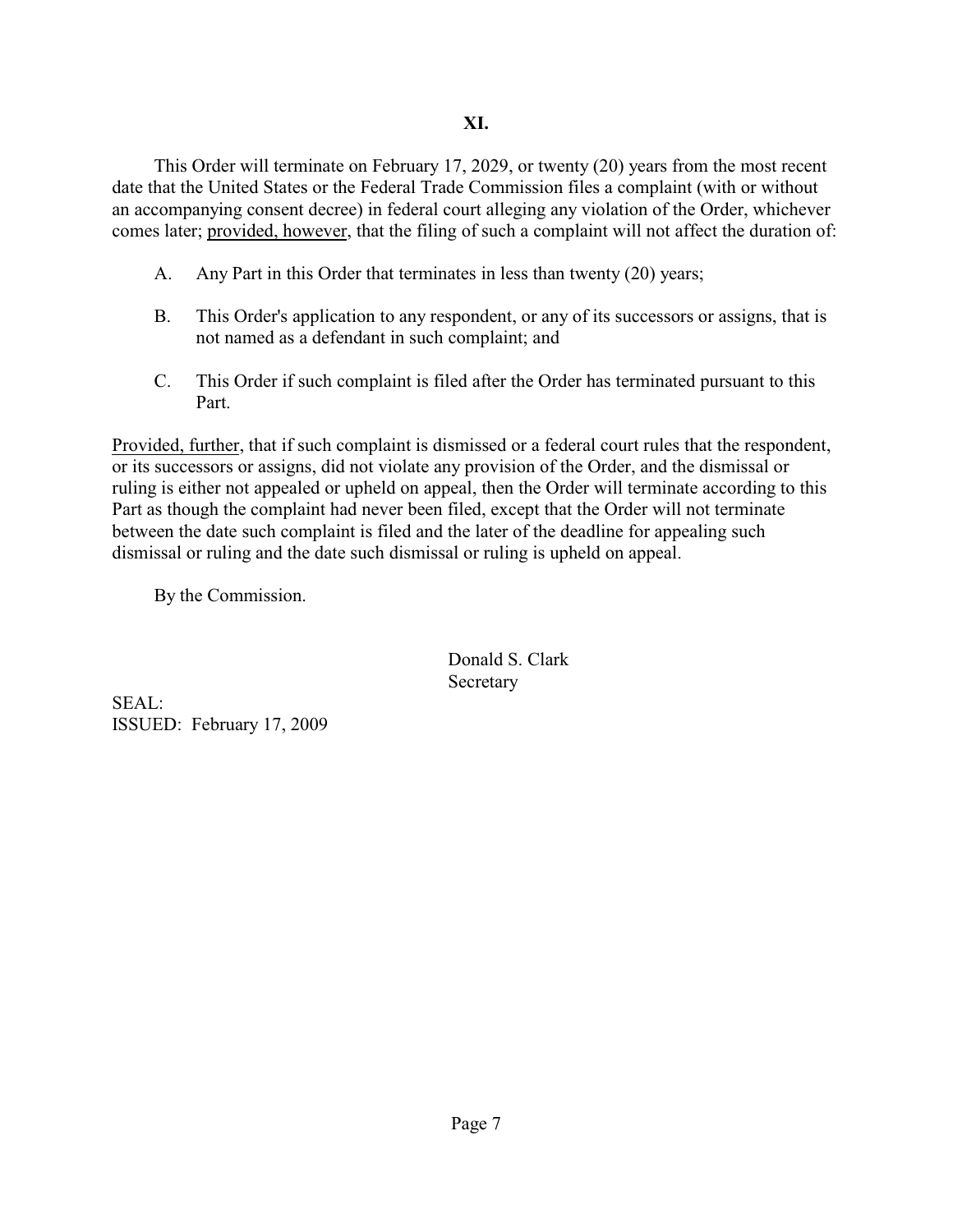## XI.

This Order will terminate on February 17, 2029, or twenty (20) years from the most recent date that the United States or the Federal Trade Commission files a complaint (with or without an accompanying consent decree) in federal court alleging any violation of the Order, whichever comes later; provided, however, that the filing of such a complaint will not affect the duration of:

A. Any Part in this Order that terminates in less than twenty (20) years;

B. This Order's application to any respondent, or any of its successors or assigns, that is not named as a defendant in such complaint; and

C. This Order if such complaint is filed after the Order has terminated pursuant to this Part.

Provided, further, that if such complaint is dismissed or a federal court rules that the respondent, or its successors or assigns, did not violate any provision of the Order, and the dismissal or ruling is either not appealed or upheld on appeal, then the Order will terminate according to this Part as though the complaint had never been filed, except that the Order will not terminate between the date such complaint is filed and the later of the deadline for appealing such dismissal or ruling and the date such dismissal or ruling is upheld on appeal.

By the Commission.

Donald S. Clark
Secretary

SEAL:
ISSUED: February 17, 2009